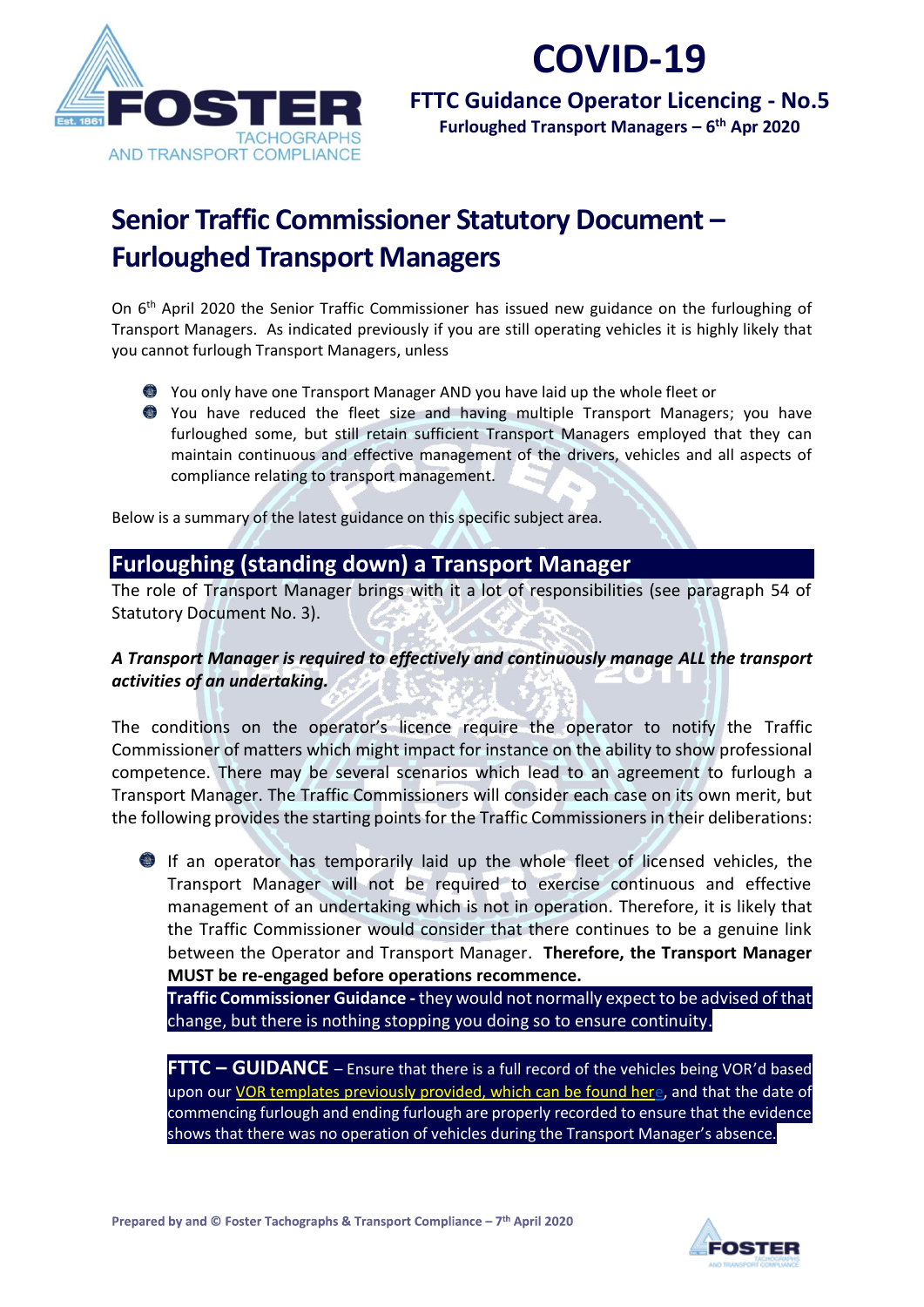# COVID-19

**FTTC Guidance Operator Licencing - No.5**

**Furloughed Transport Managers – 6th Apr 2020**

## Senior Traffic Commissioner Statutory Document – Furloughed Transport Managers

On 6th April 2020 the Senior Traffic Commissioner has issued new guidance on the furloughing of Transport Managers. As indicated previously if you are still operating vehicles it is highly likely that you cannot furlough Transport Managers, unless

- You only have one Transport Manager AND you have laid up the whole fleet or
- You have reduced the fleet size and having multiple Transport Managers; you have furloughed some, but still retain sufficient Transport Managers employed that they can maintain continuous and effective management of the drivers, vehicles and all aspects of compliance relating to transport management.

Below is a summary of the latest guidance on this specific subject area.

## Furloughing (standing down) a Transport Manager

The role of Transport Manager brings with it a lot of responsibilities (see paragraph 54 of Statutory Document No. 3).

***A Transport Manager is required to effectively and continuously manage ALL the transport activities of an undertaking.***

The conditions on the operator's licence require the operator to notify the Traffic Commissioner of matters which might impact for instance on the ability to show professional competence. There may be several scenarios which lead to an agreement to furlough a Transport Manager. The Traffic Commissioners will consider each case on its own merit, but the following provides the starting points for the Traffic Commissioners in their deliberations:

- If an operator has temporarily laid up the whole fleet of licensed vehicles, the Transport Manager will not be required to exercise continuous and effective management of an undertaking which is not in operation. Therefore, it is likely that the Traffic Commissioner would consider that there continues to be a genuine link between the Operator and Transport Manager. **Therefore, the Transport Manager MUST be re-engaged before operations recommence.**

  **Traffic Commissioner Guidance -** they would not normally expect to be advised of that change, but there is nothing stopping you doing so to ensure continuity.

  **FTTC – GUIDANCE** – Ensure that there is a full record of the vehicles being VOR'd based upon our VOR templates previously provided, which can be found here, and that the date of commencing furlough and ending furlough are properly recorded to ensure that the evidence shows that there was no operation of vehicles during the Transport Manager's absence.

Prepared by and © Foster Tachographs & Transport Compliance – 7th April 2020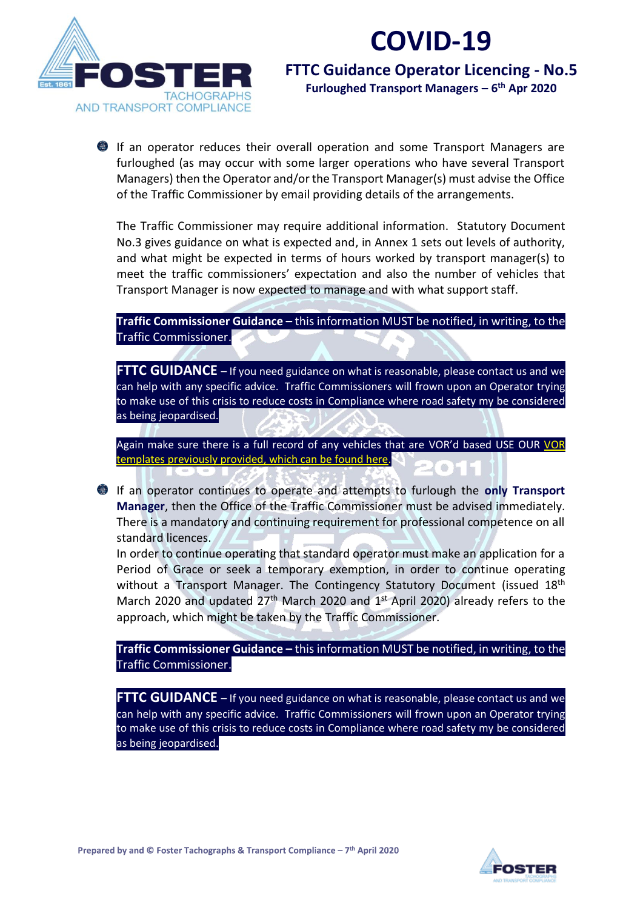# COVID-19

## FTTC Guidance Operator Licencing - No.5

**Furloughed Transport Managers – 6th Apr 2020**

- If an operator reduces their overall operation and some Transport Managers are furloughed (as may occur with some larger operations who have several Transport Managers) then the Operator and/or the Transport Manager(s) must advise the Office of the Traffic Commissioner by email providing details of the arrangements.

  The Traffic Commissioner may require additional information. Statutory Document No.3 gives guidance on what is expected and, in Annex 1 sets out levels of authority, and what might be expected in terms of hours worked by transport manager(s) to meet the traffic commissioners' expectation and also the number of vehicles that Transport Manager is now expected to manage and with what support staff.

  **Traffic Commissioner Guidance –** this information MUST be notified, in writing, to the Traffic Commissioner.

  **FTTC GUIDANCE** – If you need guidance on what is reasonable, please contact us and we can help with any specific advice. Traffic Commissioners will frown upon an Operator trying to make use of this crisis to reduce costs in Compliance where road safety my be considered as being jeopardised.

  Again make sure there is a full record of any vehicles that are VOR'd based USE OUR VOR templates previously provided, which can be found here.

- If an operator continues to operate and attempts to furlough the **only Transport Manager**, then the Office of the Traffic Commissioner must be advised immediately. There is a mandatory and continuing requirement for professional competence on all standard licences.
  In order to continue operating that standard operator must make an application for a Period of Grace or seek a temporary exemption, in order to continue operating without a Transport Manager. The Contingency Statutory Document (issued 18th March 2020 and updated 27th March 2020 and 1st April 2020) already refers to the approach, which might be taken by the Traffic Commissioner.

  **Traffic Commissioner Guidance –** this information MUST be notified, in writing, to the Traffic Commissioner.

  **FTTC GUIDANCE** – If you need guidance on what is reasonable, please contact us and we can help with any specific advice. Traffic Commissioners will frown upon an Operator trying to make use of this crisis to reduce costs in Compliance where road safety my be considered as being jeopardised.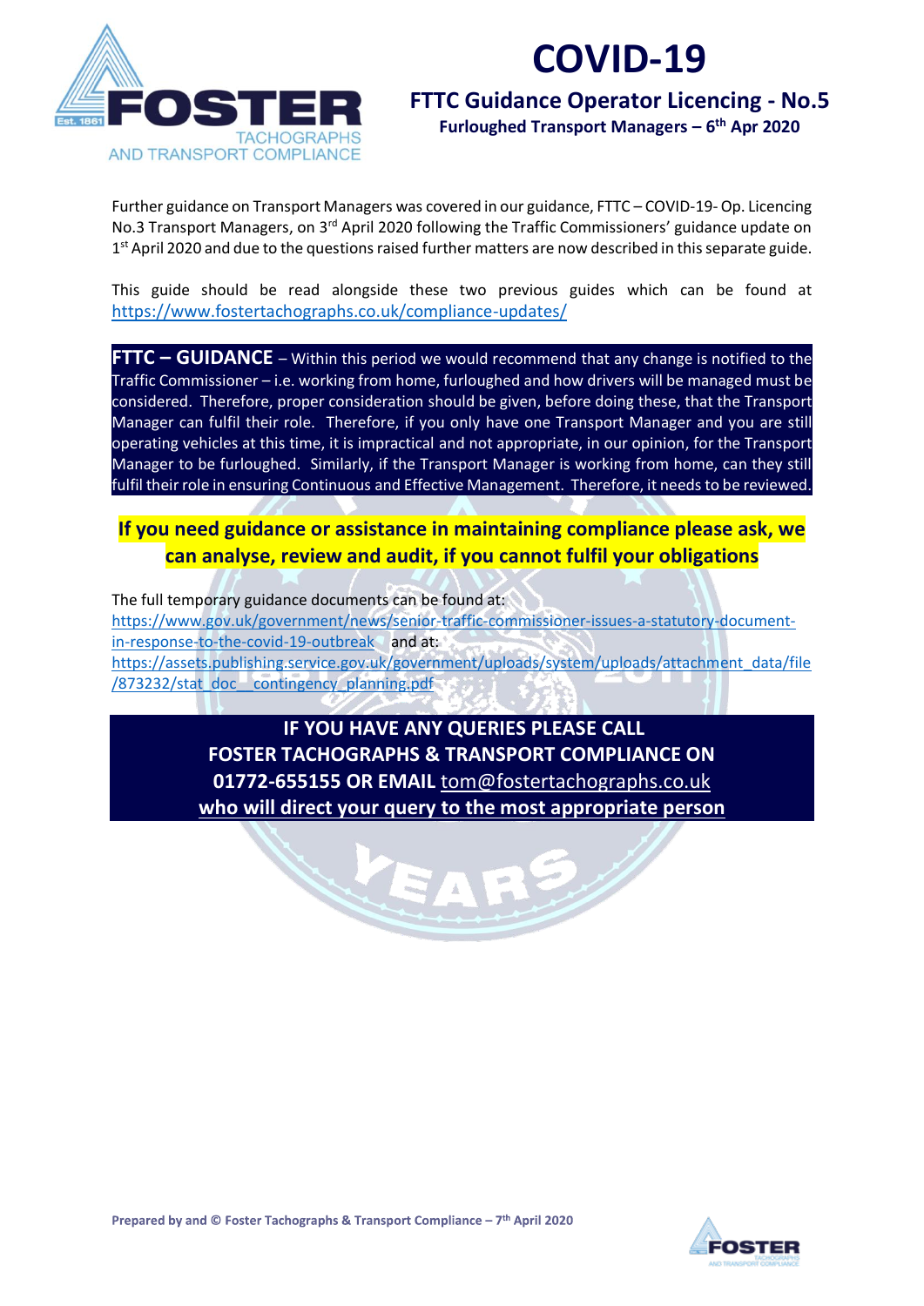# COVID-19

## FTTC Guidance Operator Licencing - No.5

**Furloughed Transport Managers – 6th Apr 2020**

Further guidance on Transport Managers was covered in our guidance, FTTC – COVID-19- Op. Licencing No.3 Transport Managers, on 3rd April 2020 following the Traffic Commissioners' guidance update on 1st April 2020 and due to the questions raised further matters are now described in this separate guide.

This guide should be read alongside these two previous guides which can be found at https://www.fostertachographs.co.uk/compliance-updates/

**FTTC – GUIDANCE** – Within this period we would recommend that any change is notified to the Traffic Commissioner – i.e. working from home, furloughed and how drivers will be managed must be considered. Therefore, proper consideration should be given, before doing these, that the Transport Manager can fulfil their role. Therefore, if you only have one Transport Manager and you are still operating vehicles at this time, it is impractical and not appropriate, in our opinion, for the Transport Manager to be furloughed. Similarly, if the Transport Manager is working from home, can they still fulfil their role in ensuring Continuous and Effective Management. Therefore, it needs to be reviewed.

**If you need guidance or assistance in maintaining compliance please ask, we can analyse, review and audit, if you cannot fulfil your obligations**

The full temporary guidance documents can be found at:
https://www.gov.uk/government/news/senior-traffic-commissioner-issues-a-statutory-document-in-response-to-the-covid-19-outbreak and at:
https://assets.publishing.service.gov.uk/government/uploads/system/uploads/attachment_data/file/873232/stat_doc__contingency_planning.pdf

**IF YOU HAVE ANY QUERIES PLEASE CALL FOSTER TACHOGRAPHS & TRANSPORT COMPLIANCE ON 01772-655155 OR EMAIL tom@fostertachographs.co.uk who will direct your query to the most appropriate person**

Prepared by and © Foster Tachographs & Transport Compliance – 7th April 2020